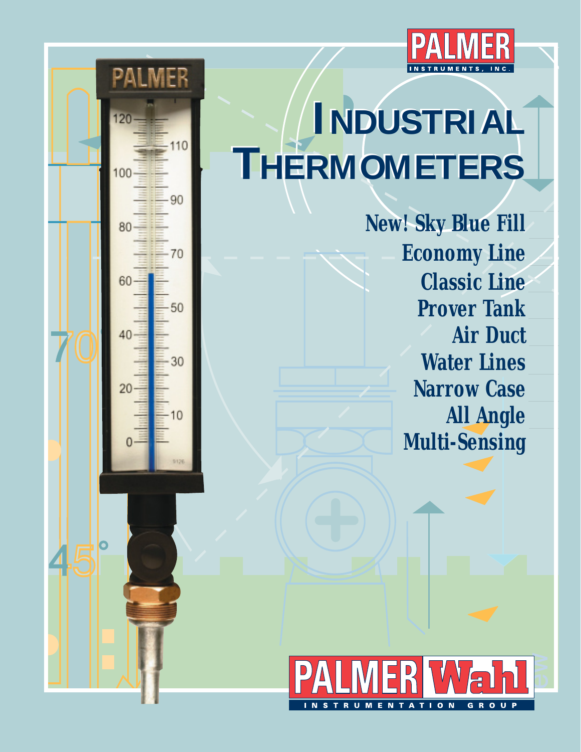PALMER
INSTRUMENTS, INC.

# INDUSTRIAL THERMOMETERS

New! Sky Blue Fill
Economy Line
Classic Line
Prover Tank
Air Duct
Water Lines
Narrow Case
All Angle
Multi-Sensing

PALMER Wahl
INSTRUMENTATION GROUP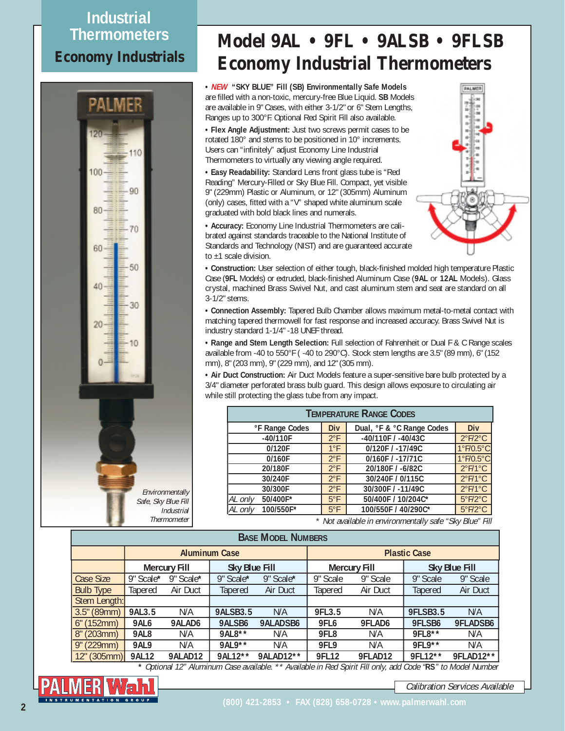# Industrial Thermometers

## Economy Industrials

# Model 9AL • 9FL • 9ALSB • 9FLSB Economy Industrial Thermometers

*Environmentally Safe, Sky Blue Fill Industrial Thermometer*

- ***NEW*** **"SKY BLUE" Fill (SB) Environmentally Safe Models** are filled with a non-toxic, mercury-free Blue Liquid. **SB** Models are available in 9" Cases, with either 3-1/2" or 6" Stem Lengths, Ranges up to 300°F. Optional Red Spirit Fill also available.
- **Flex Angle Adjustment:** Just two screws permit cases to be rotated 180° and stems to be positioned in 10° increments. Users can "infinitely" adjust Economy Line Industrial Thermometers to virtually any viewing angle required.
- **Easy Readability:** Standard Lens front glass tube is "Red Reading" Mercury-Filled or Sky Blue Fill. Compact, yet visible 9" (229mm) Plastic or Aluminum, or 12" (305mm) Aluminum (only) cases, fitted with a "V" shaped white aluminum scale graduated with bold black lines and numerals.
- **Accuracy:** Economy Line Industrial Thermometers are calibrated against standards traceable to the National Institute of Standards and Technology (NIST) and are guaranteed accurate to ±1 scale division.
- **Construction:** User selection of either tough, black-finished molded high temperature Plastic Case (**9FL** Models) or extruded, black-finished Aluminum Case (**9AL** or **12AL** Models). Glass crystal, machined Brass Swivel Nut, and cast aluminum stem and seat are standard on all 3-1/2" stems.
- **Connection Assembly:** Tapered Bulb Chamber allows maximum metal-to-metal contact with matching tapered thermowell for fast response and increased accuracy. Brass Swivel Nut is industry standard 1-1/4" -18 UNEF thread.
- **Range and Stem Length Selection:** Full selection of Fahrenheit or Dual F & C Range scales available from -40 to 550°F ( -40 to 290°C). Stock stem lengths are 3.5" (89 mm), 6" (152 mm), 8" (203 mm), 9" (229 mm), and 12" (305 mm).
- **Air Duct Construction:** Air Duct Models feature a super-sensitive bare bulb protected by a 3/4" diameter perforated brass bulb guard. This design allows exposure to circulating air while still protecting the glass tube from any impact.

### Temperature Range Codes

| °F Range Codes | Div | Dual, °F & °C Range Codes | Div |
|---|---|---|---|
| -40/110F | 2°F | -40/110F / -40/43C | 2°F/2°C |
| 0/120F | 1°F | 0/120F / -17/49C | 1°F/0.5°C |
| 0/160F | 2°F | 0/160F / -17/71C | 1°F/0.5°C |
| 20/180F | 2°F | 20/180F / -6/82C | 2°F/1°C |
| 30/240F | 2°F | 30/240F / 0/115C | 2°F/1°C |
| 30/300F | 2°F | 30/300F / -11/49C | 2°F/1°C |
| *AL only* 50/400F* | 5°F | 50/400F / 10/204C* | 5°F/2°C |
| *AL only* 100/550F* | 5°F | 100/550F / 40/290C* | 5°F/2°C |

\* *Not available in environmentally safe "Sky Blue" Fill*

### Base Model Numbers

| | Aluminum Case | | | | Plastic Case | | | |
|---|---|---|---|---|---|---|---|---|
| | Mercury Fill | | Sky Blue Fill | | Mercury Fill | | Sky Blue Fill | |
| Case Size | 9" Scale* | 9" Scale* | 9" Scale* | 9" Scale* | 9" Scale | 9" Scale | 9" Scale | 9" Scale |
| Bulb Type | Tapered | Air Duct | Tapered | Air Duct | Tapered | Air Duct | Tapered | Air Duct |
| Stem Length: | | | | | | | | |
| 3.5" (89mm) | 9AL3.5 | N/A | 9ALSB3.5 | N/A | 9FL3.5 | N/A | 9FLSB3.5 | N/A |
| 6" (152mm) | 9AL6 | 9ALAD6 | 9ALSB6 | 9ALADSB6 | 9FL6 | 9FLAD6 | 9FLSB6 | 9FLADSB6 |
| 8" (203mm) | 9AL8 | N/A | 9AL8** | N/A | 9FL8 | N/A | 9FL8** | N/A |
| 9" (229mm) | 9AL9 | N/A | 9AL9** | N/A | 9FL9 | N/A | 9FL9** | N/A |
| 12" (305mm) | 9AL12 | 9ALAD12 | 9AL12** | 9ALAD12** | 9FL12 | 9FLAD12 | 9FL12** | 9FLAD12** |

\* *Optional 12" Aluminum Case available.* ** *Available in Red Spirit Fill only, add Code "***RS***" to Model Number*

Calibration Services Available

PALMER Wahl INSTRUMENTATION GROUP

(800) 421-2853 • FAX (828) 658-0728 • www.palmerwahl.com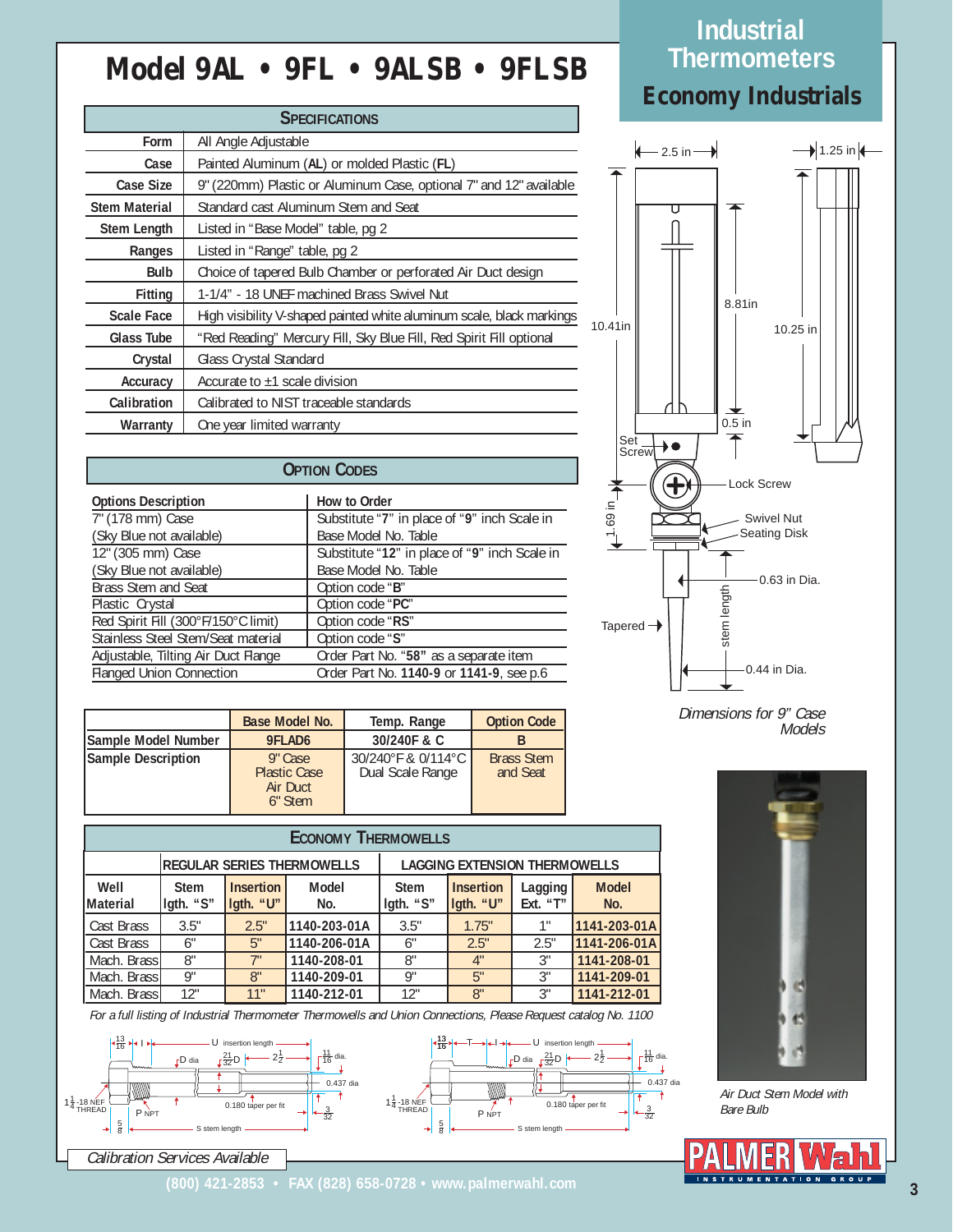# Model 9AL • 9FL • 9ALSB • 9FLSB

## Industrial Thermometers

## Economy Industrials

| Specifications | |
|---|---|
| Form | All Angle Adjustable |
| Case | Painted Aluminum (AL) or molded Plastic (FL) |
| Case Size | 9" (220mm) Plastic or Aluminum Case, optional 7" and 12" available |
| Stem Material | Standard cast Aluminum Stem and Seat |
| Stem Length | Listed in "Base Model" table, pg 2 |
| Ranges | Listed in "Range" table, pg 2 |
| Bulb | Choice of tapered Bulb Chamber or perforated Air Duct design |
| Fitting | 1-1/4" - 18 UNEF machined Brass Swivel Nut |
| Scale Face | High visibility V-shaped painted white aluminum scale, black markings |
| Glass Tube | "Red Reading" Mercury Fill, Sky Blue Fill, Red Spirit Fill optional |
| Crystal | Glass Crystal Standard |
| Accuracy | Accurate to ±1 scale division |
| Calibration | Calibrated to NIST traceable standards |
| Warranty | One year limited warranty |

### Option Codes

| Options Description | How to Order |
|---|---|
| 7" (178 mm) Case (Sky Blue not available) | Substitute "**7**" in place of "**9**" inch Scale in Base Model No. Table |
| 12" (305 mm) Case (Sky Blue not available) | Substitute "**12**" in place of "**9**" inch Scale in Base Model No. Table |
| Brass Stem and Seat | Option code "**B**" |
| Plastic Crystal | Option code "**PC**" |
| Red Spirit Fill (300°F/150°C limit) | Option code "**RS**" |
| Stainless Steel Stem/Seat material | Option code "**S**" |
| Adjustable, Tilting Air Duct Flange | Order Part No. "**58**" as a separate item |
| Flanged Union Connection | Order Part No. **1140-9** or **1141-9**, see p.6 |

| | Base Model No. | Temp. Range | Option Code |
|---|---|---|---|
| Sample Model Number | 9FLAD6 | 30/240F & C | B |
| Sample Description | 9" Case Plastic Case Air Duct 6" Stem | 30/240°F & 0/114°C Dual Scale Range | Brass Stem and Seat |

2.5 in
1.25 in
10.41in
8.81in
10.25 in
0.5 in
Set Screw
Lock Screw
1.69 in
Swivel Nut
Seating Disk
0.63 in Dia.
Tapered
stem length
0.44 in Dia.

*Dimensions for 9" Case Models*

### Economy Thermowells

| | Regular Series Thermowells | | | Lagging Extension Thermowells | | | |
|---|---|---|---|---|---|---|---|
| Well Material | Stem lgth. "S" | Insertion lgth. "U" | Model No. | Stem lgth. "S" | Insertion lgth. "U" | Lagging Ext. "T" | Model No. |
| Cast Brass | 3.5" | 2.5" | 1140-203-01A | 3.5" | 1.75" | 1" | 1141-203-01A |
| Cast Brass | 6" | 5" | 1140-206-01A | 6" | 2.5" | 2.5" | 1141-206-01A |
| Mach. Brass | 8" | 7" | 1140-208-01 | 8" | 4" | 3" | 1141-208-01 |
| Mach. Brass | 9" | 8" | 1140-209-01 | 9" | 5" | 3" | 1141-209-01 |
| Mach. Brass | 12" | 11" | 1140-212-01 | 12" | 8" | 3" | 1141-212-01 |

*For a full listing of Industrial Thermometer Thermowells and Union Connections, Please Request catalog No. 1100*

13/16
I
U insertion length
D dia
21/32 D
2 1/2
11/16 dia.
0.437 dia
1 1/4 -18 NEF THREAD
P NPT
0.180 taper per ft
3/32
5/8
S stem length

13/16
T
I
U insertion length
D dia
21/32 D
2 1/2
11/16 dia.
0.437 dia
1 1/4 -18 NEF THREAD
P NPT
0.180 taper per ft
3/32
5/8
S stem length

*Air Duct Stem Model with Bare Bulb*

*Calibration Services Available*

(800) 421-2853 • FAX (828) 658-0728 • www.palmerwahl.com

PALMER Wahl INSTRUMENTATION GROUP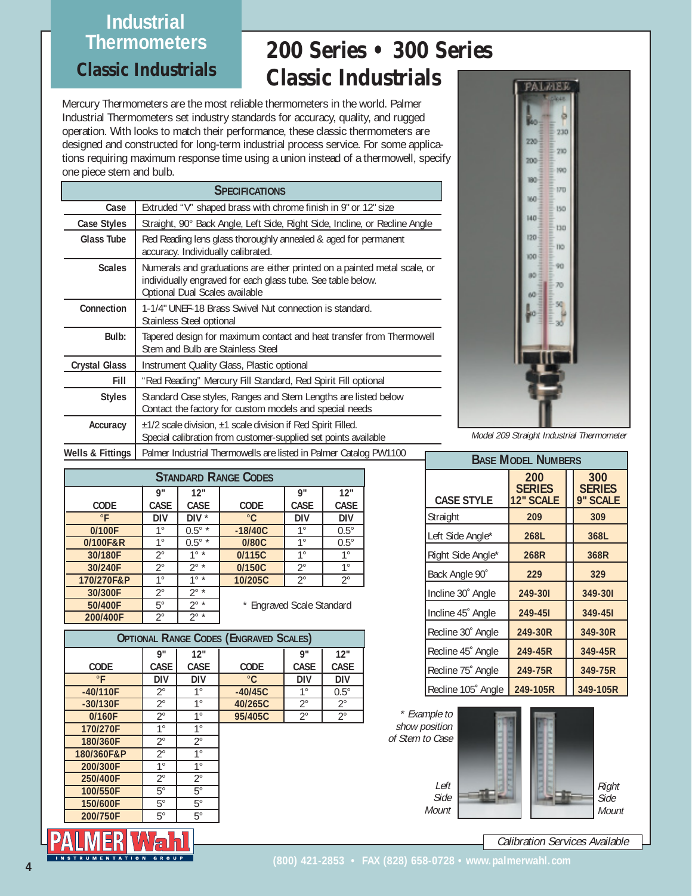# Industrial Thermometers

## Classic Industrials

# 200 Series • 300 Series Classic Industrials

Mercury Thermometers are the most reliable thermometers in the world. Palmer Industrial Thermometers set industry standards for accuracy, quality, and rugged operation. With looks to match their performance, these classic thermometers are designed and constructed for long-term industrial process service. For some applications requiring maximum response time using a union instead of a thermowell, specify one piece stem and bulb.

| Specifications | |
|---|---|
| **Case** | Extruded "V" shaped brass with chrome finish in 9" or 12" size |
| **Case Styles** | Straight, 90° Back Angle, Left Side, Right Side, Incline, or Recline Angle |
| **Glass Tube** | Red Reading lens glass thoroughly annealed & aged for permanent accuracy. Individually calibrated. |
| **Scales** | Numerals and graduations are either printed on a painted metal scale, or individually engraved for each glass tube. See table below. Optional Dual Scales available |
| **Connection** | 1-1/4" UNEF-18 Brass Swivel Nut connection is standard. Stainless Steel optional |
| **Bulb:** | Tapered design for maximum contact and heat transfer from Thermowell Stem and Bulb are Stainless Steel |
| **Crystal Glass** | Instrument Quality Glass, Plastic optional |
| **Fill** | "Red Reading" Mercury Fill Standard, Red Spirit Fill optional |
| **Styles** | Standard Case styles, Ranges and Stem Lengths are listed below Contact the factory for custom models and special needs |
| **Accuracy** | ±1/2 scale division, ±1 scale division if Red Spirit Filled. Special calibration from customer-supplied set points available |
| **Wells & Fittings** | Palmer Industrial Thermowells are listed in Palmer Catalog PW1100 |

*Model 209 Straight Industrial Thermometer*

### Standard Range Codes

| CODE | 9" CASE | 12" CASE | CODE | 9" CASE | 12" CASE |
|---|---|---|---|---|---|
| °F | DIV | DIV * | °C | DIV | DIV |
| 0/100F | 1° | 0.5° * | -18/40C | 1° | 0.5° |
| 0/100F&R | 1° | 0.5° * | 0/80C | 1° | 0.5° |
| 30/180F | 2° | 1° * | 0/115C | 1° | 1° |
| 30/240F | 2° | 2° * | 0/150C | 2° | 1° |
| 170/270F&P | 1° | 1° * | 10/205C | 2° | 2° |
| 30/300F | 2° | 2° * | | | |
| 50/400F | 5° | 2° * | | | |
| 200/400F | 2° | 2° * | | | |

\* Engraved Scale Standard

### Optional Range Codes (Engraved Scales)

| CODE | 9" CASE | 12" CASE | CODE | 9" CASE | 12" CASE |
|---|---|---|---|---|---|
| °F | DIV | DIV | °C | DIV | DIV |
| -40/110F | 2° | 1° | -40/45C | 1° | 0.5° |
| -30/130F | 2° | 1° | 40/265C | 2° | 2° |
| 0/160F | 2° | 1° | 95/405C | 2° | 2° |
| 170/270F | 1° | 1° | | | |
| 180/360F | 2° | 2° | | | |
| 180/360F&P | 2° | 1° | | | |
| 200/300F | 1° | 1° | | | |
| 250/400F | 2° | 2° | | | |
| 100/550F | 5° | 5° | | | |
| 150/600F | 5° | 5° | | | |
| 200/750F | 5° | 5° | | | |

### Base Model Numbers

| CASE STYLE | 200 SERIES 12" SCALE | 300 SERIES 9" SCALE |
|---|---|---|
| Straight | 209 | 309 |
| Left Side Angle* | 268L | 368L |
| Right Side Angle* | 268R | 368R |
| Back Angle 90° | 229 | 329 |
| Incline 30° Angle | 249-30I | 349-30I |
| Incline 45° Angle | 249-45I | 349-45I |
| Recline 30° Angle | 249-30R | 349-30R |
| Recline 45° Angle | 249-45R | 349-45R |
| Recline 75° Angle | 249-75R | 349-75R |
| Recline 105° Angle | 249-105R | 349-105R |

*\* Example to show position of Stem to Case*

*Left Side Mount*

*Right Side Mount*

Calibration Services Available

(800) 421-2853 • FAX (828) 658-0728 • www.palmerwahl.com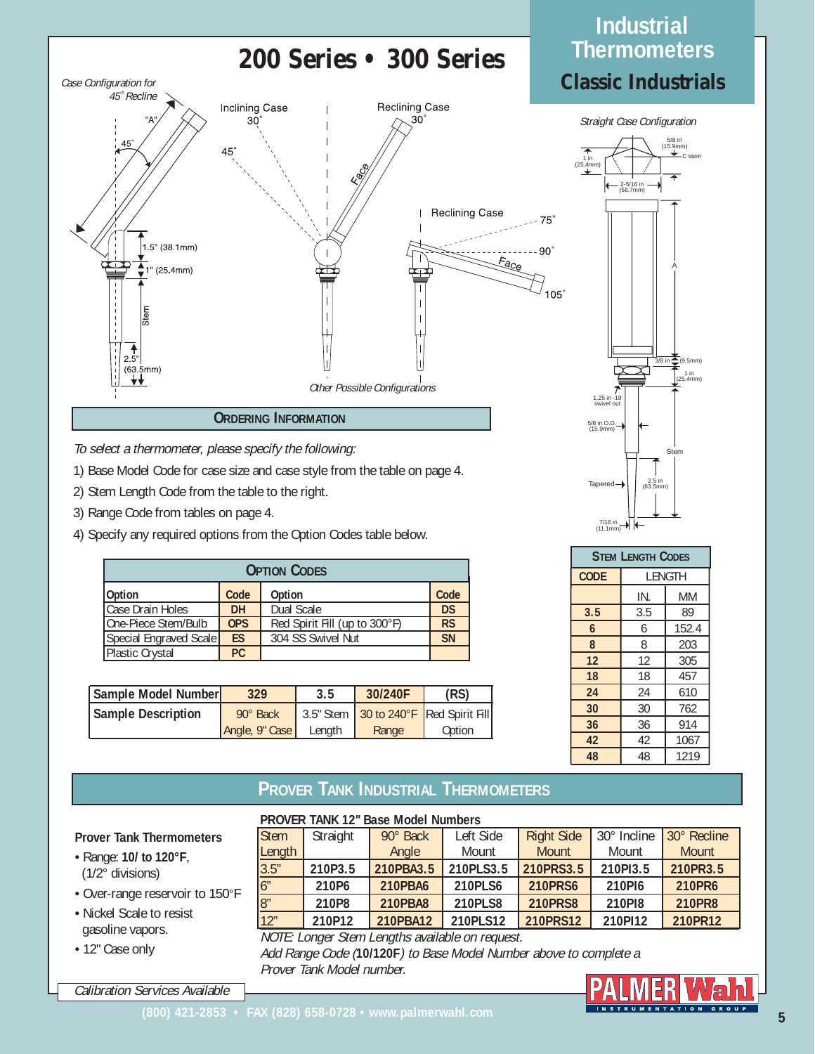# Industrial Thermometers

## Classic Industrials

# 200 Series • 300 Series

*Case Configuration for 45˚ Recline*

"A"

45˚

1.5" (38.1mm)

1" (25.4mm)

Stem

2.5" (63.5mm)

Inclining Case 30˚

45˚

Reclining Case 30˚

Face

Reclining Case

75˚

90˚

Face

105˚

*Other Possible Configurations*

*Straight Case Configuration*

5/8 in (15.9mm)

1 in (25.4mm)

C stem

2-5/16 in (58.7mm)

A

3/8 in (9.5mm)

1 in (25.4mm)

1.25 in -18 swivel nut

5/8 in O.D. (15.9mm)

Stem

Tapered

2.5 in (63.5mm)

7/16 in (11.1mm)

## Ordering Information

*To select a thermometer, please specify the following:*

1) Base Model Code for case size and case style from the table on page 4.
2) Stem Length Code from the table to the right.
3) Range Code from tables on page 4.
4) Specify any required options from the Option Codes table below.

**Option Codes**

| Option | Code | Option | Code |
|---|---|---|---|
| Case Drain Holes | DH | Dual Scale | DS |
| One-Piece Stem/Bulb | OPS | Red Spirit Fill (up to 300°F) | RS |
| Special Engraved Scale | ES | 304 SS Swivel Nut | SN |
| Plastic Crystal | PC | | |

| Sample Model Number | 329 | 3.5 | 30/240F | (RS) |
|---|---|---|---|---|
| Sample Description | 90° Back Angle, 9" Case | 3.5" Stem Length | 30 to 240°F Range | Red Spirit Fill Option |

**Stem Length Codes**

| CODE | LENGTH IN. | LENGTH MM |
|---|---|---|
| 3.5 | 3.5 | 89 |
| 6 | 6 | 152.4 |
| 8 | 8 | 203 |
| 12 | 12 | 305 |
| 18 | 18 | 457 |
| 24 | 24 | 610 |
| 30 | 30 | 762 |
| 36 | 36 | 914 |
| 42 | 42 | 1067 |
| 48 | 48 | 1219 |

## Prover Tank Industrial Thermometers

**Prover Tank Thermometers**

- Range: **10/ to 120°F**, (1/2° divisions)
- Over-range reservoir to 150°F
- Nickel Scale to resist gasoline vapors.
- 12" Case only

**PROVER TANK 12" Base Model Numbers**

| Stem Length | Straight | 90° Back Angle | Left Side Mount | Right Side Mount | 30° Incline Mount | 30° Recline Mount |
|---|---|---|---|---|---|---|
| 3.5" | 210P3.5 | 210PBA3.5 | 210PLS3.5 | 210PRS3.5 | 210PI3.5 | 210PR3.5 |
| 6" | 210P6 | 210PBA6 | 210PLS6 | 210PRS6 | 210PI6 | 210PR6 |
| 8" | 210P8 | 210PBA8 | 210PLS8 | 210PRS8 | 210PI8 | 210PR8 |
| 12" | 210P12 | 210PBA12 | 210PLS12 | 210PRS12 | 210PI12 | 210PR12 |

*NOTE: Longer Stem Lengths available on request.*

*Add Range Code (***10/120F***) to Base Model Number above to complete a Prover Tank Model number.*

*Calibration Services Available*

(800) 421-2853 • FAX (828) 658-0728 • www.palmerwahl.com

PALMER Wahl INSTRUMENTATION GROUP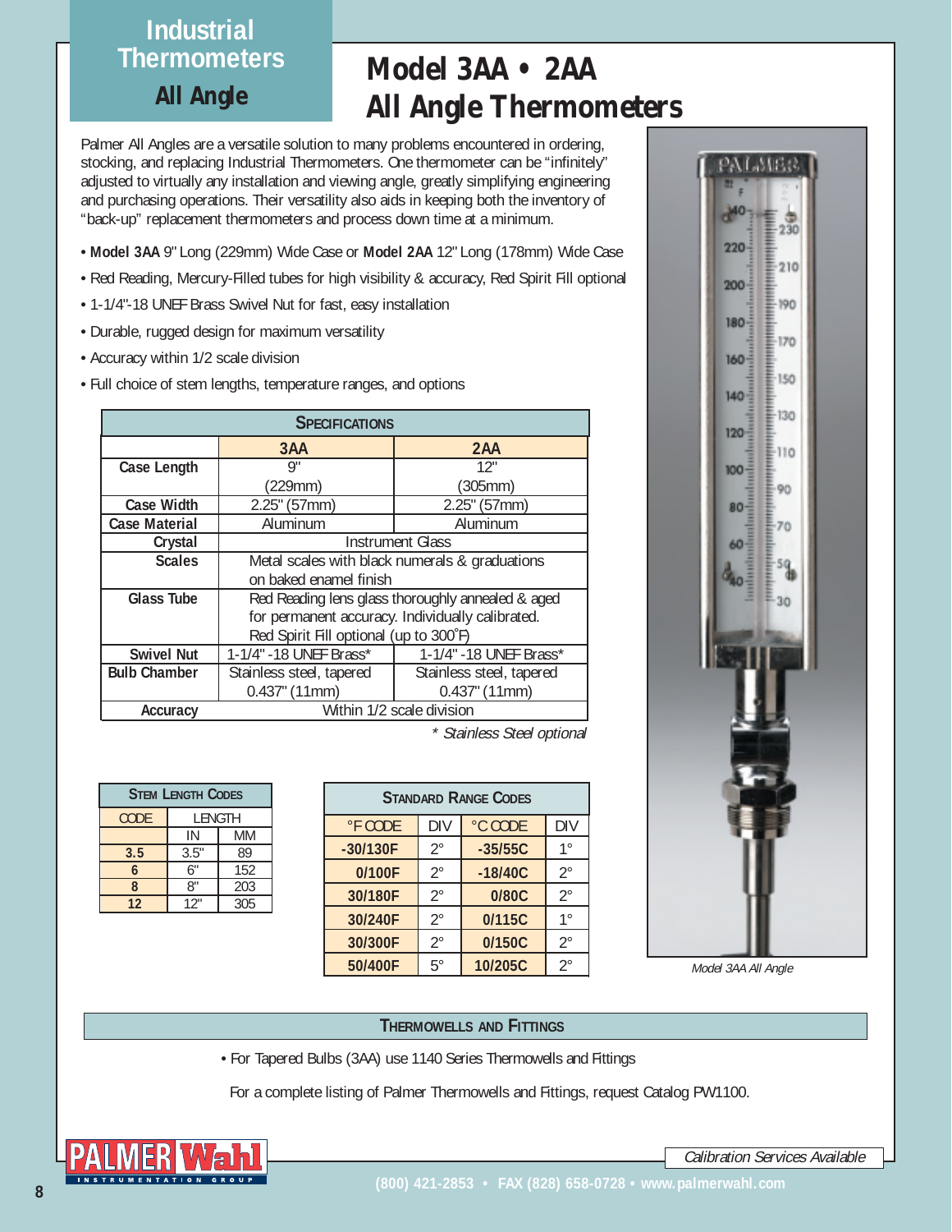# Industrial Thermometers

## All Angle

# Model 3AA • 2AA All Angle Thermometers

Palmer All Angles are a versatile solution to many problems encountered in ordering, stocking, and replacing Industrial Thermometers. One thermometer can be "infinitely" adjusted to virtually any installation and viewing angle, greatly simplifying engineering and purchasing operations. Their versatility also aids in keeping both the inventory of "back-up" replacement thermometers and process down time at a minimum.

- **Model 3AA** 9" Long (229mm) Wide Case or **Model 2AA** 12" Long (178mm) Wide Case
- Red Reading, Mercury-Filled tubes for high visibility & accuracy, Red Spirit Fill optional
- 1-1/4"-18 UNEF Brass Swivel Nut for fast, easy installation
- Durable, rugged design for maximum versatility
- Accuracy within 1/2 scale division
- Full choice of stem lengths, temperature ranges, and options

| SPECIFICATIONS | | |
|---|---|---|
| | 3AA | 2AA |
| **Case Length** | 9" (229mm) | 12" (305mm) |
| **Case Width** | 2.25" (57mm) | 2.25" (57mm) |
| **Case Material** | Aluminum | Aluminum |
| **Crystal** | Instrument Glass | |
| **Scales** | Metal scales with black numerals & graduations on baked enamel finish | |
| **Glass Tube** | Red Reading lens glass thoroughly annealed & aged for permanent accuracy. Individually calibrated. Red Spirit Fill optional (up to 300˚F) | |
| **Swivel Nut** | 1-1/4" -18 UNEF Brass* | 1-1/4" -18 UNEF Brass* |
| **Bulb Chamber** | Stainless steel, tapered 0.437" (11mm) | Stainless steel, tapered 0.437" (11mm) |
| **Accuracy** | Within 1/2 scale division | |

*\* Stainless Steel optional*

| STEM LENGTH CODES | | |
|---|---|---|
| CODE | LENGTH | |
| | IN | MM |
| **3.5** | 3.5" | 89 |
| **6** | 6" | 152 |
| **8** | 8" | 203 |
| **12** | 12" | 305 |

| STANDARD RANGE CODES | | | |
|---|---|---|---|
| °F CODE | DIV | °C CODE | DIV |
| **-30/130F** | 2° | **-35/55C** | 1° |
| **0/100F** | 2° | **-18/40C** | 2° |
| **30/180F** | 2° | **0/80C** | 2° |
| **30/240F** | 2° | **0/115C** | 1° |
| **30/300F** | 2° | **0/150C** | 2° |
| **50/400F** | 5° | **10/205C** | 2° |

*Model 3AA All Angle*

### THERMOWELLS AND FITTINGS

- For Tapered Bulbs (3AA) use 1140 Series Thermowells and Fittings

For a complete listing of Palmer Thermowells and Fittings, request Catalog PW1100.

*Calibration Services Available*

PALMER Wahl INSTRUMENTATION GROUP

(800) 421-2853 • FAX (828) 658-0728 • www.palmerwahl.com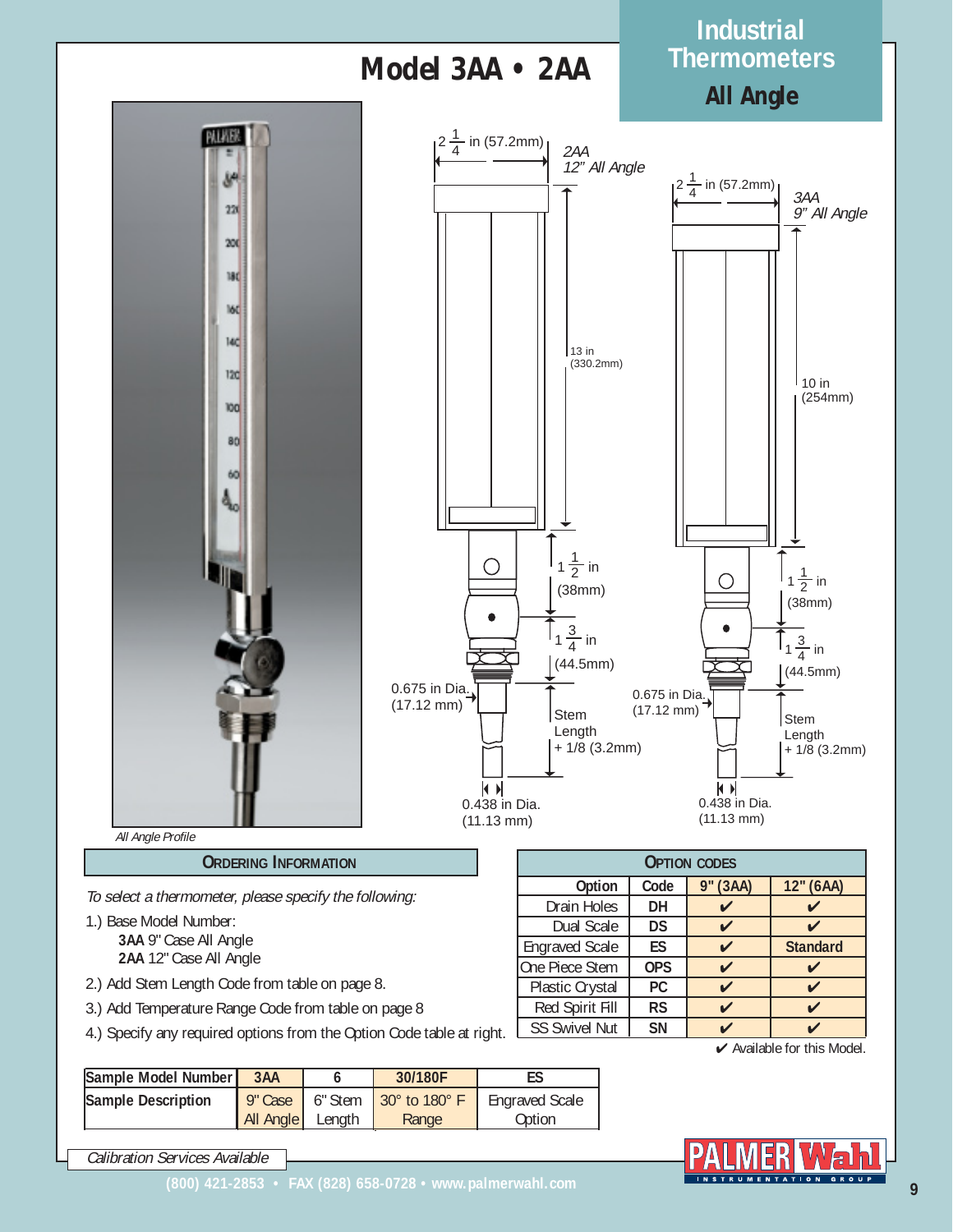# Model 3AA • 2AA

**Industrial Thermometers**

**All Angle**

2 1/4 in (57.2mm)

*2AA*
*12" All Angle*

13 in
(330.2mm)

1 1/2 in
(38mm)

1 3/4 in
(44.5mm)

0.675 in Dia.
(17.12 mm)

Stem
Length
+ 1/8 (3.2mm)

0.438 in Dia.
(11.13 mm)

2 1/4 in (57.2mm)

*3AA*
*9" All Angle*

10 in
(254mm)

1 1/2 in
(38mm)

1 3/4 in
(44.5mm)

0.675 in Dia.
(17.12 mm)

Stem
Length
+ 1/8 (3.2mm)

0.438 in Dia.
(11.13 mm)

*All Angle Profile*

## Ordering Information

*To select a thermometer, please specify the following:*

1.) Base Model Number:
  **3AA** 9" Case All Angle
  **2AA** 12" Case All Angle

2.) Add Stem Length Code from table on page 8.

3.) Add Temperature Range Code from table on page 8

4.) Specify any required options from the Option Code table at right.

## Option Codes

| Option | Code | 9" (3AA) | 12" (6AA) |
|---|---|---|---|
| Drain Holes | DH | ✔ | ✔ |
| Dual Scale | DS | ✔ | ✔ |
| Engraved Scale | ES | ✔ | Standard |
| One Piece Stem | OPS | ✔ | ✔ |
| Plastic Crystal | PC | ✔ | ✔ |
| Red Spirit Fill | RS | ✔ | ✔ |
| SS Swivel Nut | SN | ✔ | ✔ |

✔ Available for this Model.

| Sample Model Number | 3AA | 6 | 30/180F | ES |
|---|---|---|---|---|
| Sample Description | 9" Case All Angle | 6" Stem Length | 30° to 180° F Range | Engraved Scale Option |

*Calibration Services Available*

PALMER Wahl
INSTRUMENTATION GROUP

(800) 421-2853 • FAX (828) 658-0728 • www.palmerwahl.com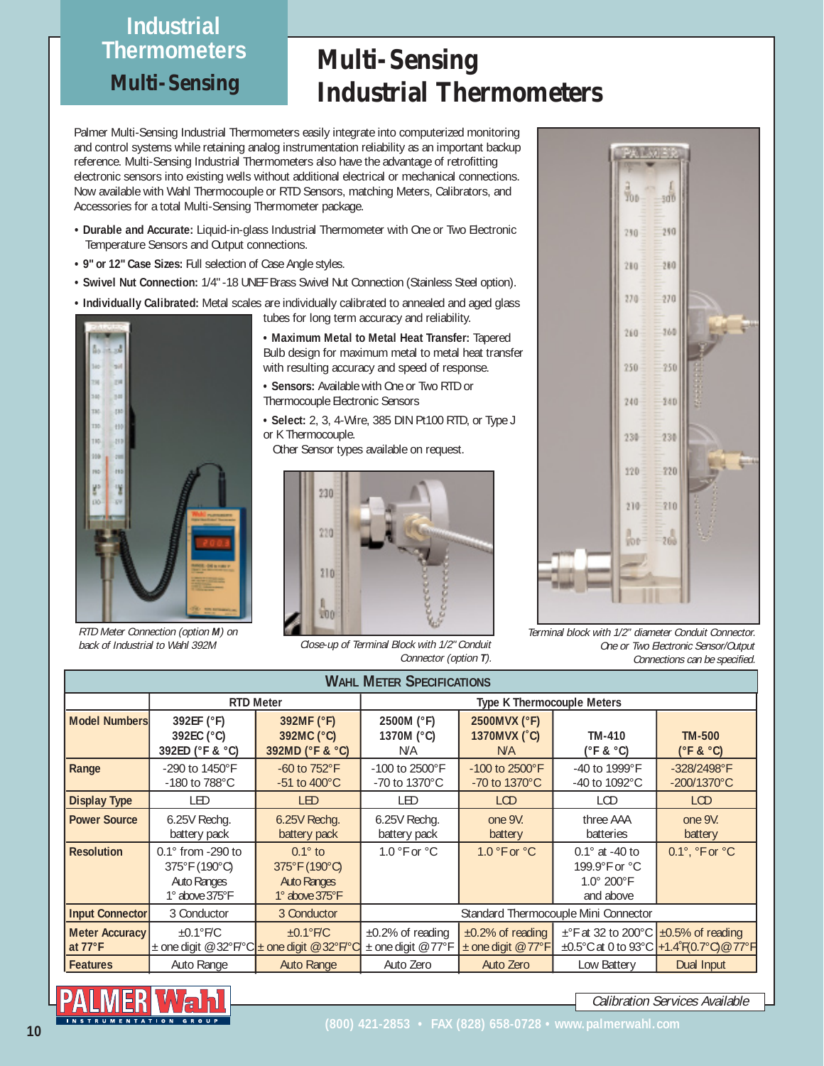# Industrial Thermometers

## Multi-Sensing

# Multi-Sensing Industrial Thermometers

Palmer Multi-Sensing Industrial Thermometers easily integrate into computerized monitoring and control systems while retaining analog instrumentation reliability as an important backup reference. Multi-Sensing Industrial Thermometers also have the advantage of retrofitting electronic sensors into existing wells without additional electrical or mechanical connections. Now available with Wahl Thermocouple or RTD Sensors, matching Meters, Calibrators, and Accessories for a total Multi-Sensing Thermometer package.

- **Durable and Accurate:** Liquid-in-glass Industrial Thermometer with One or Two Electronic Temperature Sensors and Output connections.
- **9" or 12" Case Sizes:** Full selection of Case Angle styles.
- **Swivel Nut Connection:** 1/4"-18 UNEF Brass Swivel Nut Connection (Stainless Steel option).
- **Individually Calibrated:** Metal scales are individually calibrated to annealed and aged glass tubes for long term accuracy and reliability.
- **Maximum Metal to Metal Heat Transfer:** Tapered Bulb design for maximum metal to metal heat transfer with resulting accuracy and speed of response.
- **Sensors:** Available with One or Two RTD or Thermocouple Electronic Sensors
- **Select:** 2, 3, 4-Wire, 385 DIN Pt100 RTD, or Type J or K Thermocouple.
  Other Sensor types available on request.

*RTD Meter Connection (option **M**) on back of Industrial to Wahl 392M*

*Close-up of Terminal Block with 1/2" Conduit Connector (option **T**).*

*Terminal block with 1/2" diameter Conduit Connector. One or Two Electronic Sensor/Output Connections can be specified.*

**Wahl Meter Specifications**

| | RTD Meter | | Type K Thermocouple Meters | | | |
|---|---|---|---|---|---|---|
| **Model Numbers** | 392EF (°F)<br>392EC (°C)<br>392ED (°F & °C) | 392MF (°F)<br>392MC (°C)<br>392MD (°F & °C) | 2500M (°F)<br>1370M (°C)<br>N/A | 2500MVX (°F)<br>1370MVX (°C)<br>N/A | TM-410<br>(°F & °C) | TM-500<br>(°F & °C) |
| **Range** | -290 to 1450°F<br>-180 to 788°C | -60 to 752°F<br>-51 to 400°C | -100 to 2500°F<br>-70 to 1370°C | -100 to 2500°F<br>-70 to 1370°C | -40 to 1999°F<br>-40 to 1092°C | -328/2498°F<br>-200/1370°C |
| **Display Type** | LED | LED | LED | LCD | LCD | LCD |
| **Power Source** | 6.25V Rechg. battery pack | 6.25V Rechg. battery pack | 6.25V Rechg. battery pack | one 9V. battery | three AAA batteries | one 9V. battery |
| **Resolution** | 0.1° from -290 to 375°F (190°C) Auto Ranges 1° above 375°F | 0.1° to 375°F (190°C) Auto Ranges 1° above 375°F | 1.0 °F or °C | 1.0 °F or °C | 0.1° at -40 to 199.9°F or °C 1.0° 200°F and above | 0.1°, °F or °C |
| **Input Connector** | 3 Conductor | 3 Conductor | Standard Thermocouple Mini Connector | | | |
| **Meter Accuracy at 77°F** | ±0.1°F/C ± one digit @32°F/°C | ±0.1°F/C ± one digit @32°F/°C | ±0.2% of reading ± one digit @77°F | ±0.2% of reading ± one digit @77°F | ±°F at 32 to 200°C ±0.5°C at 0 to 93°C | ±0.5% of reading +1.4°F(0.7°C)@77°F |
| **Features** | Auto Range | Auto Range | Auto Zero | Auto Zero | Low Battery | Dual Input |

*Calibration Services Available*

PALMER Wahl INSTRUMENTATION GROUP

(800) 421-2853 • FAX (828) 658-0728 • www.palmerwahl.com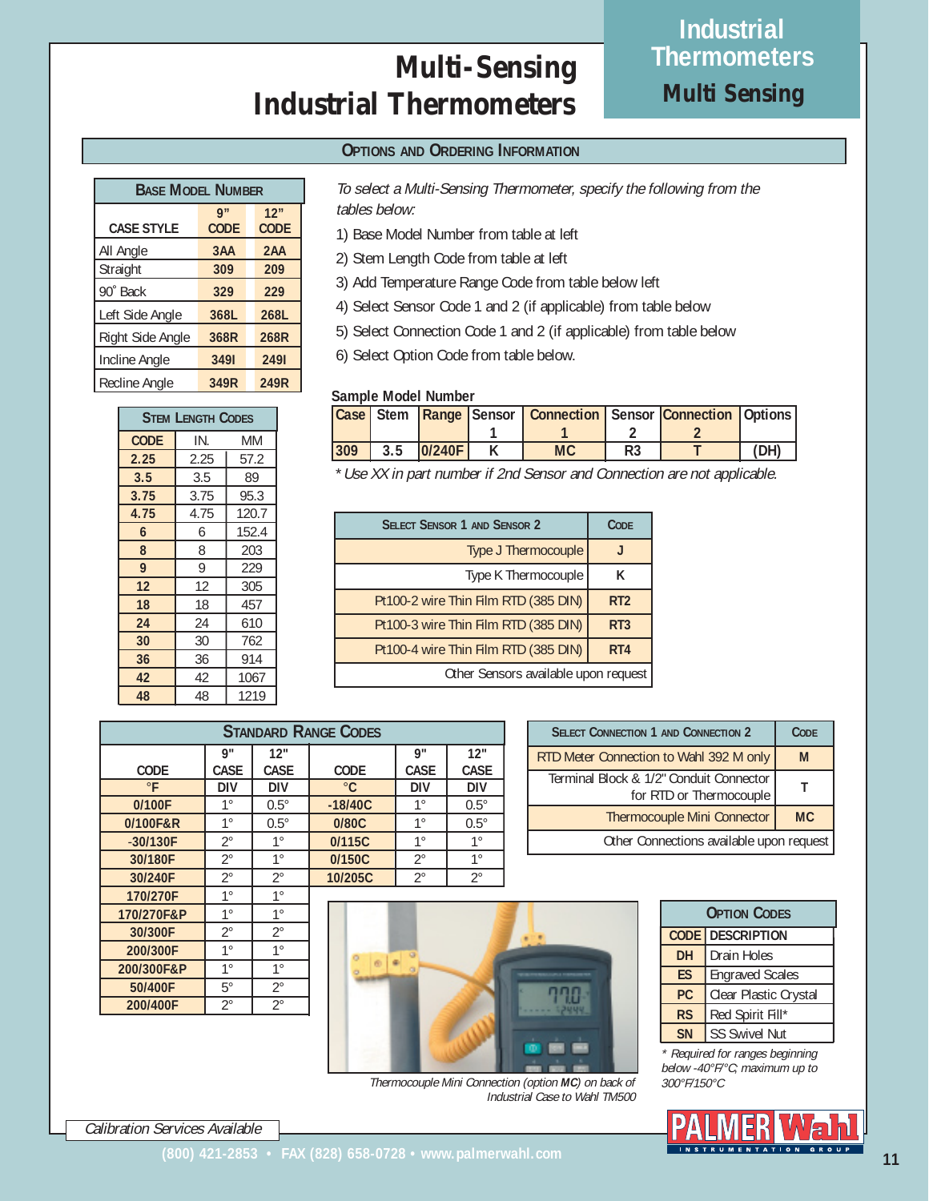# Multi-Sensing Industrial Thermometers

Industrial Thermometers
**Multi Sensing**

## Options and Ordering Information

| Base Model Number | | |
|---|---|---|
| CASE STYLE | 9" CODE | 12" CODE |
| All Angle | 3AA | 2AA |
| Straight | 309 | 209 |
| 90˚ Back | 329 | 229 |
| Left Side Angle | 368L | 268L |
| Right Side Angle | 368R | 268R |
| Incline Angle | 349I | 249I |
| Recline Angle | 349R | 249R |

| Stem Length Codes | | |
|---|---|---|
| CODE | IN. | MM |
| 2.25 | 2.25 | 57.2 |
| 3.5 | 3.5 | 89 |
| 3.75 | 3.75 | 95.3 |
| 4.75 | 4.75 | 120.7 |
| 6 | 6 | 152.4 |
| 8 | 8 | 203 |
| 9 | 9 | 229 |
| 12 | 12 | 305 |
| 18 | 18 | 457 |
| 24 | 24 | 610 |
| 30 | 30 | 762 |
| 36 | 36 | 914 |
| 42 | 42 | 1067 |
| 48 | 48 | 1219 |

*To select a Multi-Sensing Thermometer, specify the following from the tables below:*

1) Base Model Number from table at left
2) Stem Length Code from table at left
3) Add Temperature Range Code from table below left
4) Select Sensor Code 1 and 2 (if applicable) from table below
5) Select Connection Code 1 and 2 (if applicable) from table below
6) Select Option Code from table below.

**Sample Model Number**

| Case | Stem | Range | Sensor 1 | Connection 1 | Sensor 2 | Connection 2 | Options |
|---|---|---|---|---|---|---|---|
| 309 | 3.5 | 0/240F | K | MC | R3 | T | (DH) |

*\* Use XX in part number if 2nd Sensor and Connection are not applicable.*

| Select Sensor 1 and Sensor 2 | Code |
|---|---|
| Type J Thermocouple | J |
| Type K Thermocouple | K |
| Pt100-2 wire Thin Film RTD (385 DIN) | RT2 |
| Pt100-3 wire Thin Film RTD (385 DIN) | RT3 |
| Pt100-4 wire Thin Film RTD (385 DIN) | RT4 |
| Other Sensors available upon request | |

| Standard Range Codes | | | | | |
|---|---|---|---|---|---|
| CODE °F | 9" CASE DIV | 12" CASE DIV | CODE °C | 9" CASE DIV | 12" CASE DIV |
| 0/100F | 1° | 0.5° | -18/40C | 1° | 0.5° |
| 0/100F&R | 1° | 0.5° | 0/80C | 1° | 0.5° |
| -30/130F | 2° | 1° | 0/115C | 1° | 1° |
| 30/180F | 2° | 1° | 0/150C | 2° | 1° |
| 30/240F | 2° | 2° | 10/205C | 2° | 2° |
| 170/270F | 1° | 1° | | | |
| 170/270F&P | 1° | 1° | | | |
| 30/300F | 2° | 2° | | | |
| 200/300F | 1° | 1° | | | |
| 200/300F&P | 1° | 1° | | | |
| 50/400F | 5° | 2° | | | |
| 200/400F | 2° | 2° | | | |

| Select Connection 1 and Connection 2 | Code |
|---|---|
| RTD Meter Connection to Wahl 392 M only | M |
| Terminal Block & 1/2" Conduit Connector for RTD or Thermocouple | T |
| Thermocouple Mini Connector | MC |
| Other Connections available upon request | |

*Thermocouple Mini Connection (option **MC**) on back of Industrial Case to Wahl TM500*

| Option Codes | |
|---|---|
| CODE | DESCRIPTION |
| DH | Drain Holes |
| ES | Engraved Scales |
| PC | Clear Plastic Crystal |
| RS | Red Spirit Fill* |
| SN | SS Swivel Nut |

*\* Required for ranges beginning below -40°F/°C; maximum up to 300°F/150°C*

*Calibration Services Available*

(800) 421-2853 • FAX (828) 658-0728 • www.palmerwahl.com

PALMER Wahl INSTRUMENTATION GROUP